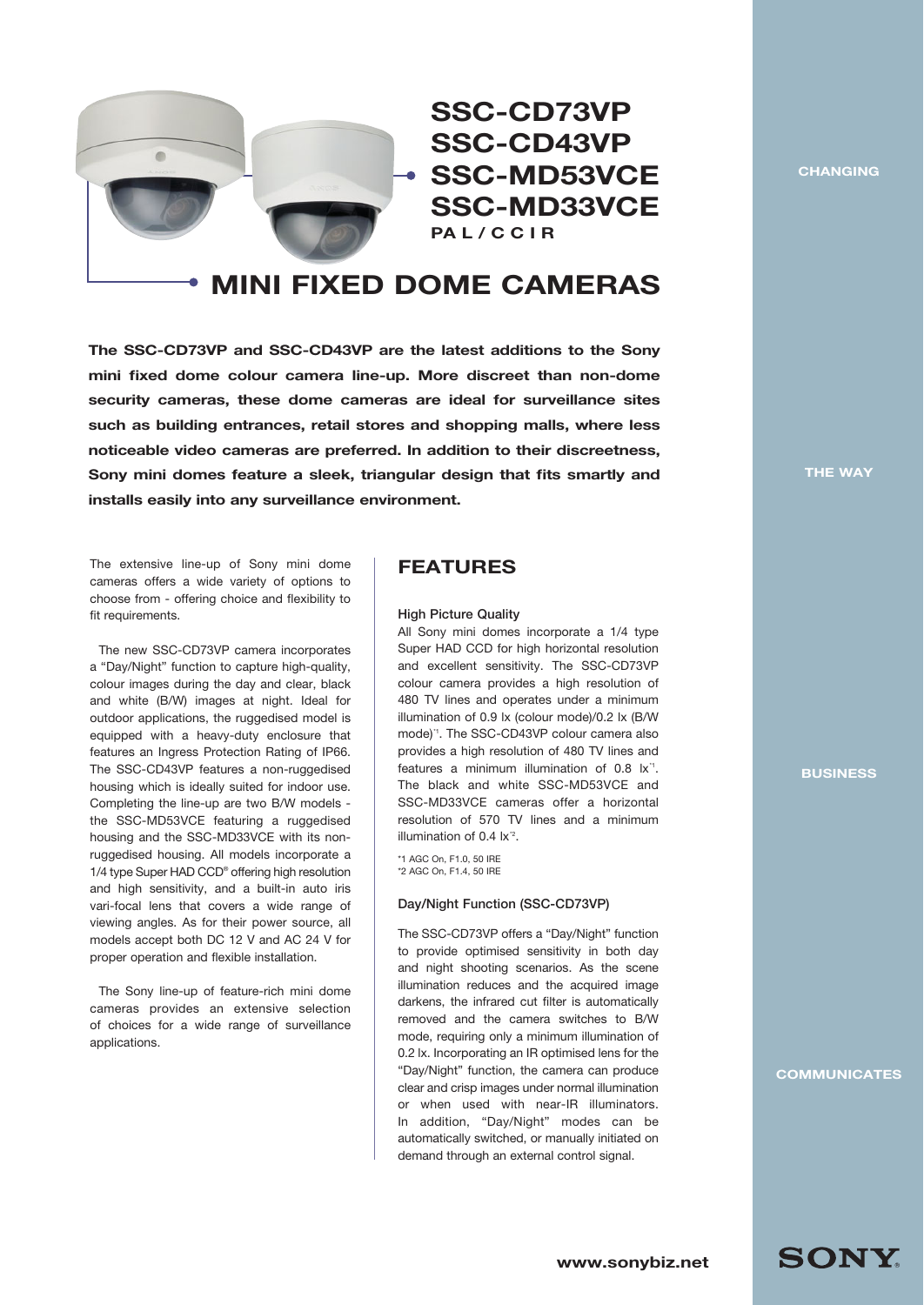# SSC-CD73VP
# SSC-CD43VP
# SSC-MD53VCE
# SSC-MD33VCE

**PAL/CCIR**

# MINI FIXED DOME CAMERAS

**The SSC-CD73VP and SSC-CD43VP are the latest additions to the Sony mini fixed dome colour camera line-up. More discreet than non-dome security cameras, these dome cameras are ideal for surveillance sites such as building entrances, retail stores and shopping malls, where less noticeable video cameras are preferred. In addition to their discreetness, Sony mini domes feature a sleek, triangular design that fits smartly and installs easily into any surveillance environment.**

The extensive line-up of Sony mini dome cameras offers a wide variety of options to choose from - offering choice and flexibility to fit requirements.

The new SSC-CD73VP camera incorporates a "Day/Night" function to capture high-quality, colour images during the day and clear, black and white (B/W) images at night. Ideal for outdoor applications, the ruggedised model is equipped with a heavy-duty enclosure that features an Ingress Protection Rating of IP66. The SSC-CD43VP features a non-ruggedised housing which is ideally suited for indoor use. Completing the line-up are two B/W models - the SSC-MD53VCE featuring a ruggedised housing and the SSC-MD33VCE with its non-ruggedised housing. All models incorporate a 1/4 type Super HAD CCD® offering high resolution and high sensitivity, and a built-in auto iris vari-focal lens that covers a wide range of viewing angles. As for their power source, all models accept both DC 12 V and AC 24 V for proper operation and flexible installation.

The Sony line-up of feature-rich mini dome cameras provides an extensive selection of choices for a wide range of surveillance applications.

## FEATURES

### High Picture Quality

All Sony mini domes incorporate a 1/4 type Super HAD CCD for high horizontal resolution and excellent sensitivity. The SSC-CD73VP colour camera provides a high resolution of 480 TV lines and operates under a minimum illumination of 0.9 lx (colour mode)/0.2 lx (B/W mode)[*1]. The SSC-CD43VP colour camera also provides a high resolution of 480 TV lines and features a minimum illumination of 0.8 lx[*1]. The black and white SSC-MD53VCE and SSC-MD33VCE cameras offer a horizontal resolution of 570 TV lines and a minimum illumination of 0.4 lx[*2].

*1 AGC On, F1.0, 50 IRE
*2 AGC On, F1.4, 50 IRE

### Day/Night Function (SSC-CD73VP)

The SSC-CD73VP offers a "Day/Night" function to provide optimised sensitivity in both day and night shooting scenarios. As the scene illumination reduces and the acquired image darkens, the infrared cut filter is automatically removed and the camera switches to B/W mode, requiring only a minimum illumination of 0.2 lx. Incorporating an IR optimised lens for the "Day/Night" function, the camera can produce clear and crisp images under normal illumination or when used with near-IR illuminators. In addition, "Day/Night" modes can be automatically switched, or manually initiated on demand through an external control signal.

CHANGING THE WAY BUSINESS COMMUNICATES

www.sonybiz.net

SONY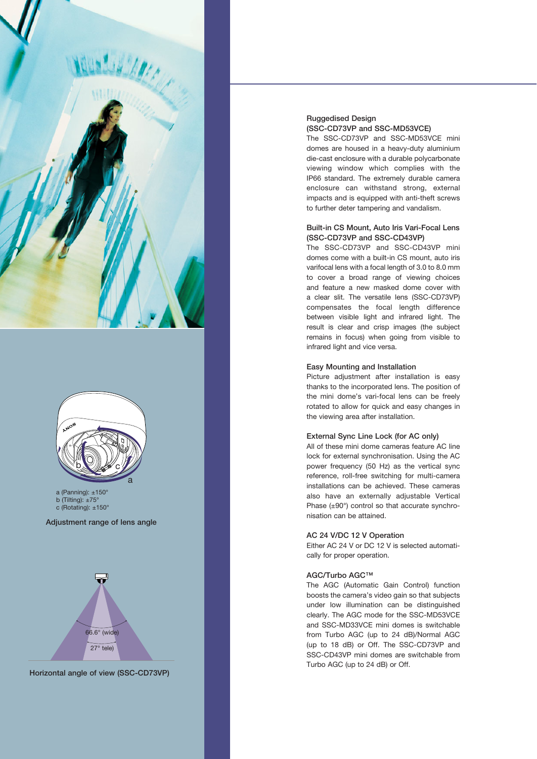a (Panning): ±150°
b (Tilting): ±75°
c (Rotating): ±150°

Adjustment range of lens angle

66.6° (wide)
27° tele)

Horizontal angle of view (SSC-CD73VP)

### Ruggedised Design (SSC-CD73VP and SSC-MD53VCE)

The SSC-CD73VP and SSC-MD53VCE mini domes are housed in a heavy-duty aluminium die-cast enclosure with a durable polycarbonate viewing window which complies with the IP66 standard. The extremely durable camera enclosure can withstand strong, external impacts and is equipped with anti-theft screws to further deter tampering and vandalism.

### Built-in CS Mount, Auto Iris Vari-Focal Lens (SSC-CD73VP and SSC-CD43VP)

The SSC-CD73VP and SSC-CD43VP mini domes come with a built-in CS mount, auto iris varifocal lens with a focal length of 3.0 to 8.0 mm to cover a broad range of viewing choices and feature a new masked dome cover with a clear slit. The versatile lens (SSC-CD73VP) compensates the focal length difference between visible light and infrared light. The result is clear and crisp images (the subject remains in focus) when going from visible to infrared light and vice versa.

### Easy Mounting and Installation

Picture adjustment after installation is easy thanks to the incorporated lens. The position of the mini dome's vari-focal lens can be freely rotated to allow for quick and easy changes in the viewing area after installation.

### External Sync Line Lock (for AC only)

All of these mini dome cameras feature AC line lock for external synchronisation. Using the AC power frequency (50 Hz) as the vertical sync reference, roll-free switching for multi-camera installations can be achieved. These cameras also have an externally adjustable Vertical Phase (±90°) control so that accurate synchronisation can be attained.

### AC 24 V/DC 12 V Operation

Either AC 24 V or DC 12 V is selected automatically for proper operation.

### AGC/Turbo AGC™

The AGC (Automatic Gain Control) function boosts the camera's video gain so that subjects under low illumination can be distinguished clearly. The AGC mode for the SSC-MD53VCE and SSC-MD33VCE mini domes is switchable from Turbo AGC (up to 24 dB)/Normal AGC (up to 18 dB) or Off. The SSC-CD73VP and SSC-CD43VP mini domes are switchable from Turbo AGC (up to 24 dB) or Off.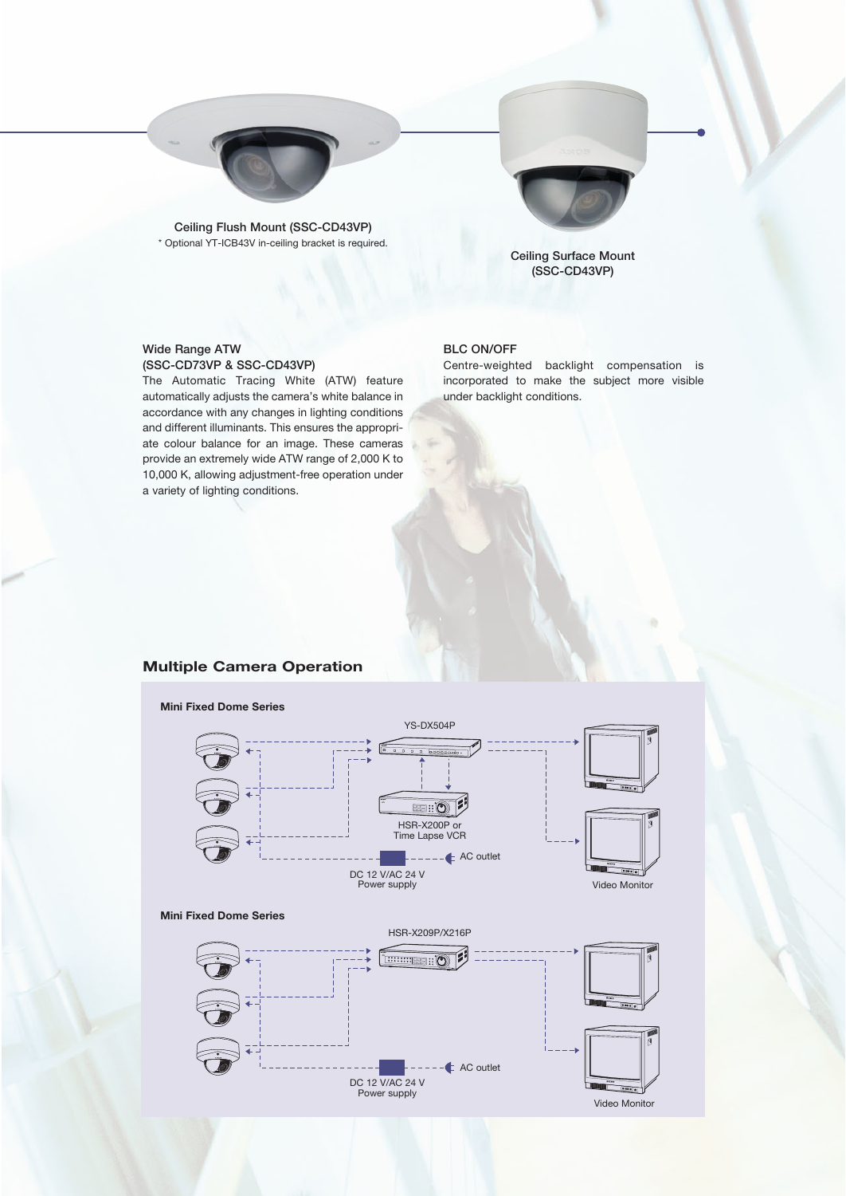Ceiling Flush Mount (SSC-CD43VP)
* Optional YT-ICB43V in-ceiling bracket is required.

Ceiling Surface Mount (SSC-CD43VP)

### Wide Range ATW (SSC-CD73VP & SSC-CD43VP)

The Automatic Tracing White (ATW) feature automatically adjusts the camera's white balance in accordance with any changes in lighting conditions and different illuminants. This ensures the appropriate colour balance for an image. These cameras provide an extremely wide ATW range of 2,000 K to 10,000 K, allowing adjustment-free operation under a variety of lighting conditions.

### BLC ON/OFF

Centre-weighted backlight compensation is incorporated to make the subject more visible under backlight conditions.

## Multiple Camera Operation

**Mini Fixed Dome Series**

YS-DX504P

HSR-X200P or Time Lapse VCR

AC outlet

DC 12 V/AC 24 V Power supply

Video Monitor

**Mini Fixed Dome Series**

HSR-X209P/X216P

AC outlet

DC 12 V/AC 24 V Power supply

Video Monitor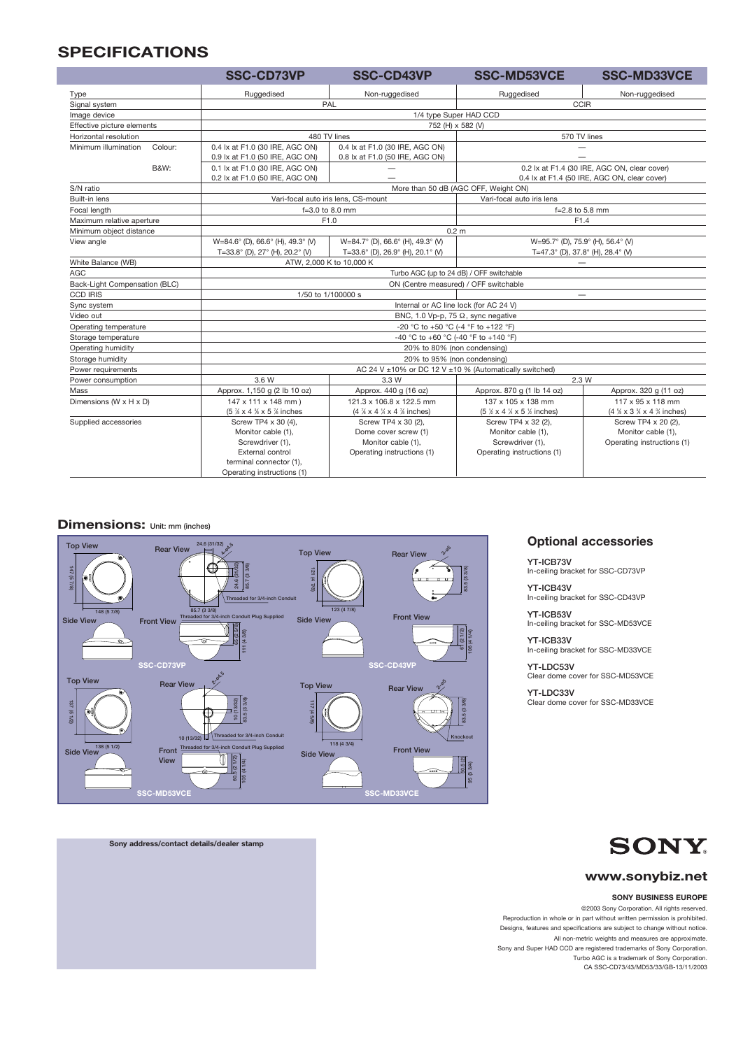# SPECIFICATIONS

| | SSC-CD73VP | SSC-CD43VP | SSC-MD53VCE | SSC-MD33VCE |
|---|---|---|---|---|
| Type | Ruggedised | Non-ruggedised | Ruggedised | Non-ruggedised |
| Signal system | PAL | | CCIR | |
| Image device | 1/4 type Super HAD CCD | | | |
| Effective picture elements | 752 (H) x 582 (V) | | | |
| Horizontal resolution | 480 TV lines | | 570 TV lines | |
| Minimum illumination Colour: | 0.4 lx at F1.0 (30 IRE, AGC ON)<br>0.9 lx at F1.0 (50 IRE, AGC ON) | 0.4 lx at F1.0 (30 IRE, AGC ON)<br>0.8 lx at F1.0 (50 IRE, AGC ON) | —<br>— | |
| B&W: | 0.1 lx at F1.0 (30 IRE, AGC ON)<br>0.2 lx at F1.0 (50 IRE, AGC ON) | —<br>— | 0.2 lx at F1.4 (30 IRE, AGC ON, clear cover)<br>0.4 lx at F1.4 (50 IRE, AGC ON, clear cover) | |
| S/N ratio | More than 50 dB (AGC OFF, Weight ON) | | | |
| Built-in lens | Vari-focal auto iris lens, CS-mount | | Vari-focal auto iris lens | |
| Focal length | f=3.0 to 8.0 mm | | f=2.8 to 5.8 mm | |
| Maximum relative aperture | F1.0 | | F1.4 | |
| Minimum object distance | 0.2 m | | | |
| View angle | W=84.6° (D), 66.6° (H), 49.3° (V)<br>T=33.8° (D), 27° (H), 20.2° (V) | W=84.7° (D), 66.6° (H), 49.3° (V)<br>T=33.6° (D), 26.9° (H), 20.1° (V) | W=95.7° (D), 75.9° (H), 56.4° (V)<br>T=47.3° (D), 37.8° (H), 28.4° (V) | |
| White Balance (WB) | ATW, 2,000 K to 10,000 K | | — | |
| AGC | Turbo AGC (up to 24 dB) / OFF switchable | | | |
| Back-Light Compensation (BLC) | ON (Centre measured) / OFF switchable | | | |
| CCD IRIS | 1/50 to 1/100000 s | | — | |
| Sync system | Internal or AC line lock (for AC 24 V) | | | |
| Video out | BNC, 1.0 Vp-p, 75 Ω, sync negative | | | |
| Operating temperature | -20 °C to +50 °C (-4 °F to +122 °F) | | | |
| Storage temperature | -40 °C to +60 °C (-40 °F to +140 °F) | | | |
| Operating humidity | 20% to 80% (non condensing) | | | |
| Storage humidity | 20% to 95% (non condensing) | | | |
| Power requirements | AC 24 V ±10% or DC 12 V ±10 % (Automatically switched) | | | |
| Power consumption | 3.6 W | 3.3 W | 2.3 W | |
| Mass | Approx. 1,150 g (2 lb 10 oz) | Approx. 440 g (16 oz) | Approx. 870 g (1 lb 14 oz) | Approx. 320 g (11 oz) |
| Dimensions (W x H x D) | 147 x 111 x 148 mm )<br>(5 7/8 x 4 3/8 x 5 7/8 inches) | 121.3 x 106.8 x 122.5 mm<br>(4 7/8 x 4 1/4 x 4 7/8 inches) | 137 x 105 x 138 mm<br>(5 1/2 x 4 1/4 x 5 1/2 inches) | 117 x 95 x 118 mm<br>(4 5/8 x 3 3/4 x 4 3/4 inches) |
| Supplied accessories | Screw TP4 x 30 (4),<br>Monitor cable (1),<br>Screwdriver (1),<br>External control terminal connector (1),<br>Operating instructions (1) | Screw TP4 x 30 (2),<br>Dome cover screw (1)<br>Monitor cable (1),<br>Operating instructions (1) | Screw TP4 x 32 (2),<br>Monitor cable (1),<br>Screwdriver (1),<br>Operating instructions (1) | Screw TP4 x 20 (2),<br>Monitor cable (1),<br>Operating instructions (1) |

## Dimensions: Unit: mm (inches)

SSC-CD73VP
Top View
Rear View
Side View
Front View
148 (5 7/8)
147 (5 7/8)
24.6 (31/32)
4-ø4.5
24.6 (31/32)
85.7 (3 3/8)
Threaded for 3/4-inch Conduit
85.7 (3 3/8)
Threaded for 3/4-inch Conduit Plug Supplied
65 (2 5/8)
111 (4 3/8)

SSC-CD43VP
Top View
Rear View
Side View
Front View
121 (4 7/8)
123 (4 7/8)
2-ø5
83.5 (3 3/8)
61 (2 1/2)
106 (4 1/4)

SSC-MD53VCE
Top View
Rear View
Side View
Front View
137 (5 1/2)
138 (5 1/2)
2-ø4.5
10 (13/32)
83.5 (3 3/8)
10 (13/32)
Threaded for 3/4-inch Conduit
Threaded for 3/4-inch Conduit Plug Supplied
60.5 (2 1/2)
105 (4 1/4)

SSC-MD33VCE
Top View
Rear View
Side View
Front View
117 (4 5/8)
118 (4 3/4)
2-ø5
83.5 (3 3/8)
Knockout
50.5 (2)
95 (3 3/4)

## Optional accessories

**YT-ICB73V**
In-ceiling bracket for SSC-CD73VP

**YT-ICB43V**
In-ceiling bracket for SSC-CD43VP

**YT-ICB53V**
In-ceiling bracket for SSC-MD53VCE

**YT-ICB33V**
In-ceiling bracket for SSC-MD33VCE

**YT-LDC53V**
Clear dome cover for SSC-MD53VCE

**YT-LDC33V**
Clear dome cover for SSC-MD33VCE

**Sony address/contact details/dealer stamp**

SONY

**www.sonybiz.net**

**SONY BUSINESS EUROPE**

©2003 Sony Corporation. All rights reserved.
Reproduction in whole or in part without written permission is prohibited.
Designs, features and specifications are subject to change without notice.
All non-metric weights and measures are approximate.
Sony and Super HAD CCD are registered trademarks of Sony Corporation.
Turbo AGC is a trademark of Sony Corporation.
CA SSC-CD73/43/MD53/33/GB-13/11/2003